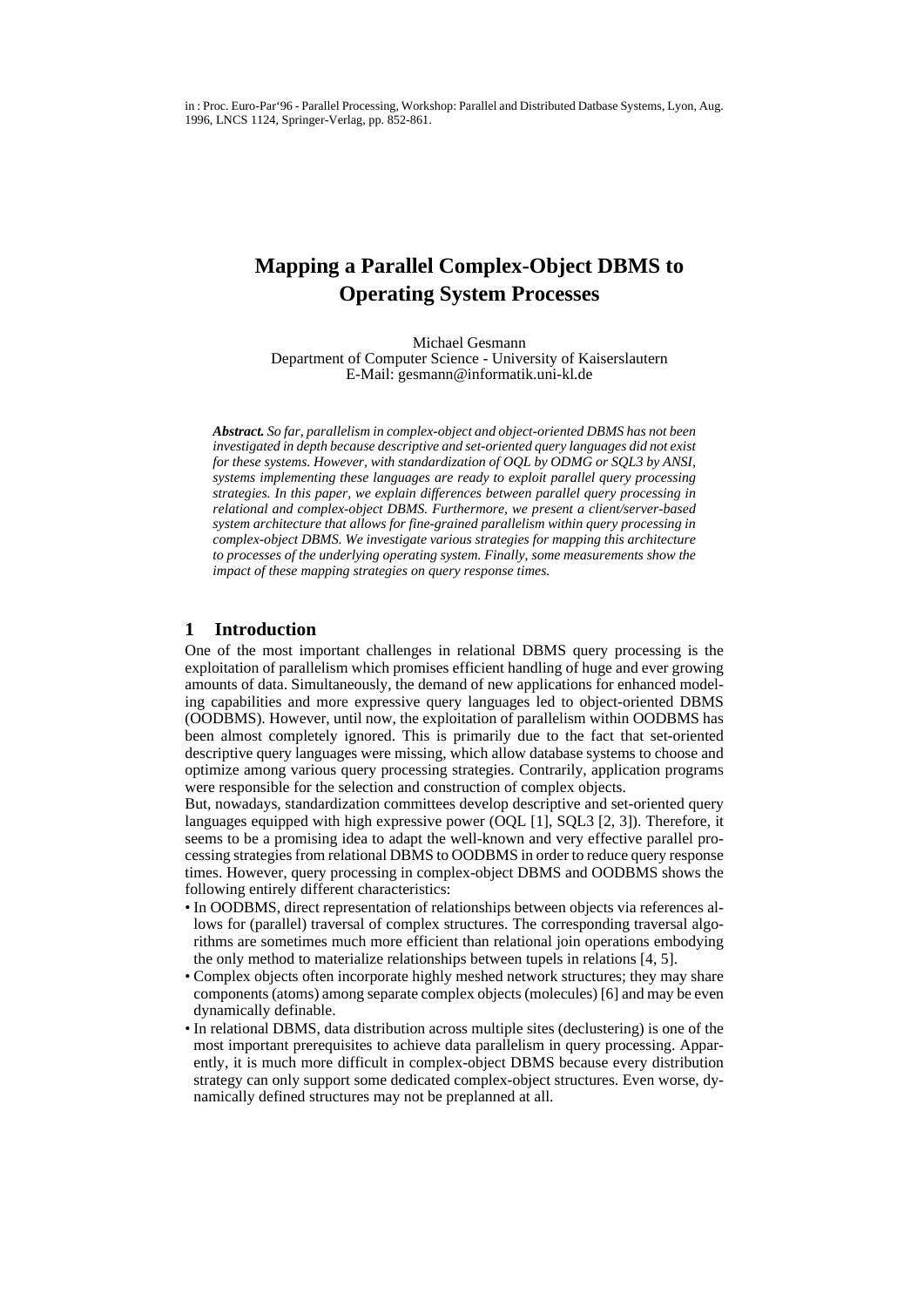in : Proc. Euro-Par'96 - Parallel Processing, Workshop: Parallel and Distributed Datbase Systems, Lyon, Aug. 1996, LNCS 1124, Springer-Verlag, pp. 852-861.

# Mapping a Parallel Complex-Object DBMS to Operating System Processes

Michael Gesmann
Department of Computer Science - University of Kaiserslautern
E-Mail: gesmann@informatik.uni-kl.de

***Abstract.*** *So far, parallelism in complex-object and object-oriented DBMS has not been investigated in depth because descriptive and set-oriented query languages did not exist for these systems. However, with standardization of OQL by ODMG or SQL3 by ANSI, systems implementing these languages are ready to exploit parallel query processing strategies. In this paper, we explain differences between parallel query processing in relational and complex-object DBMS. Furthermore, we present a client/server-based system architecture that allows for fine-grained parallelism within query processing in complex-object DBMS. We investigate various strategies for mapping this architecture to processes of the underlying operating system. Finally, some measurements show the impact of these mapping strategies on query response times.*

## 1 Introduction

One of the most important challenges in relational DBMS query processing is the exploitation of parallelism which promises efficient handling of huge and ever growing amounts of data. Simultaneously, the demand of new applications for enhanced modeling capabilities and more expressive query languages led to object-oriented DBMS (OODBMS). However, until now, the exploitation of parallelism within OODBMS has been almost completely ignored. This is primarily due to the fact that set-oriented descriptive query languages were missing, which allow database systems to choose and optimize among various query processing strategies. Contrarily, application programs were responsible for the selection and construction of complex objects.

But, nowadays, standardization committees develop descriptive and set-oriented query languages equipped with high expressive power (OQL [1], SQL3 [2, 3]). Therefore, it seems to be a promising idea to adapt the well-known and very effective parallel processing strategies from relational DBMS to OODBMS in order to reduce query response times. However, query processing in complex-object DBMS and OODBMS shows the following entirely different characteristics:

- In OODBMS, direct representation of relationships between objects via references allows for (parallel) traversal of complex structures. The corresponding traversal algorithms are sometimes much more efficient than relational join operations embodying the only method to materialize relationships between tupels in relations [4, 5].
- Complex objects often incorporate highly meshed network structures; they may share components (atoms) among separate complex objects (molecules) [6] and may be even dynamically definable.
- In relational DBMS, data distribution across multiple sites (declustering) is one of the most important prerequisites to achieve data parallelism in query processing. Apparently, it is much more difficult in complex-object DBMS because every distribution strategy can only support some dedicated complex-object structures. Even worse, dynamically defined structures may not be preplanned at all.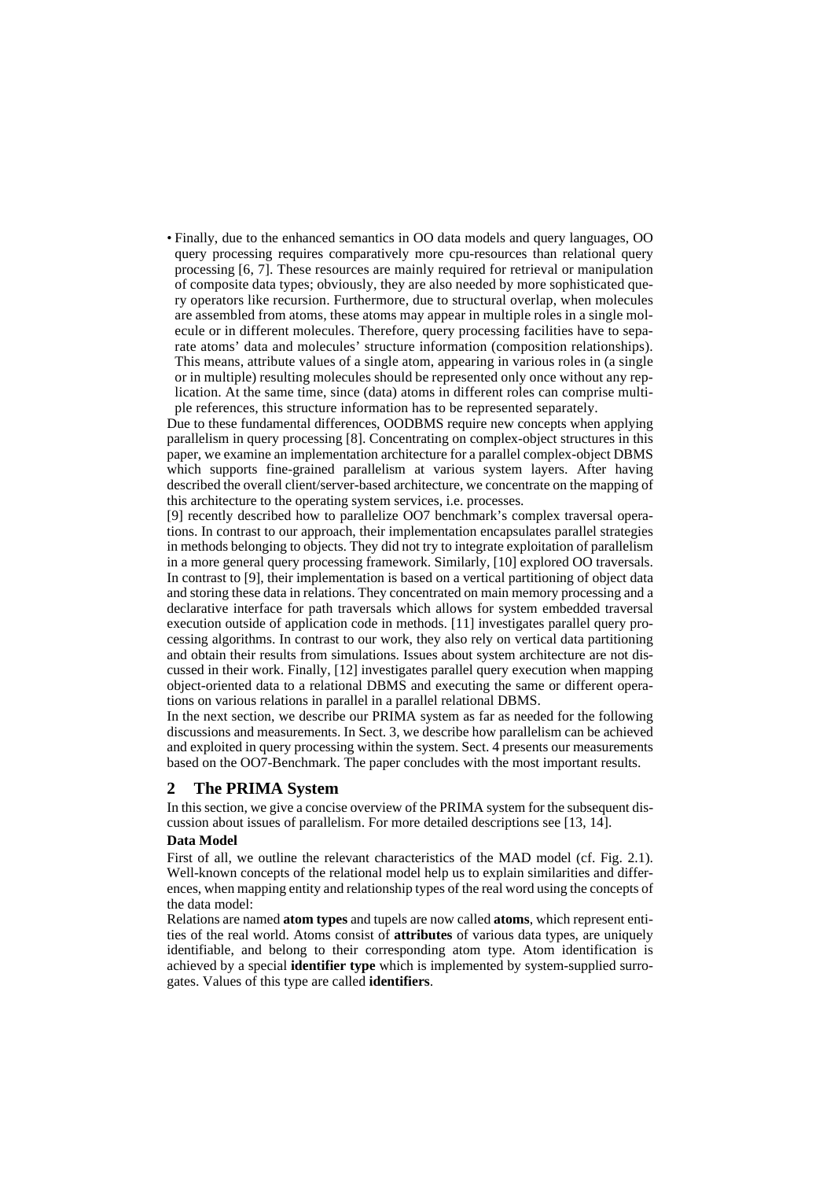- Finally, due to the enhanced semantics in OO data models and query languages, OO query processing requires comparatively more cpu-resources than relational query processing [6, 7]. These resources are mainly required for retrieval or manipulation of composite data types; obviously, they are also needed by more sophisticated query operators like recursion. Furthermore, due to structural overlap, when molecules are assembled from atoms, these atoms may appear in multiple roles in a single molecule or in different molecules. Therefore, query processing facilities have to separate atoms' data and molecules' structure information (composition relationships). This means, attribute values of a single atom, appearing in various roles in (a single or in multiple) resulting molecules should be represented only once without any replication. At the same time, since (data) atoms in different roles can comprise multiple references, this structure information has to be represented separately.

Due to these fundamental differences, OODBMS require new concepts when applying parallelism in query processing [8]. Concentrating on complex-object structures in this paper, we examine an implementation architecture for a parallel complex-object DBMS which supports fine-grained parallelism at various system layers. After having described the overall client/server-based architecture, we concentrate on the mapping of this architecture to the operating system services, i.e. processes.

[9] recently described how to parallelize OO7 benchmark's complex traversal operations. In contrast to our approach, their implementation encapsulates parallel strategies in methods belonging to objects. They did not try to integrate exploitation of parallelism in a more general query processing framework. Similarly, [10] explored OO traversals. In contrast to [9], their implementation is based on a vertical partitioning of object data and storing these data in relations. They concentrated on main memory processing and a declarative interface for path traversals which allows for system embedded traversal execution outside of application code in methods. [11] investigates parallel query processing algorithms. In contrast to our work, they also rely on vertical data partitioning and obtain their results from simulations. Issues about system architecture are not discussed in their work. Finally, [12] investigates parallel query execution when mapping object-oriented data to a relational DBMS and executing the same or different operations on various relations in parallel in a parallel relational DBMS.

In the next section, we describe our PRIMA system as far as needed for the following discussions and measurements. In Sect. 3, we describe how parallelism can be achieved and exploited in query processing within the system. Sect. 4 presents our measurements based on the OO7-Benchmark. The paper concludes with the most important results.

## 2 The PRIMA System

In this section, we give a concise overview of the PRIMA system for the subsequent discussion about issues of parallelism. For more detailed descriptions see [13, 14].

**Data Model**

First of all, we outline the relevant characteristics of the MAD model (cf. Fig. 2.1). Well-known concepts of the relational model help us to explain similarities and differences, when mapping entity and relationship types of the real word using the concepts of the data model:

Relations are named **atom types** and tupels are now called **atoms**, which represent entities of the real world. Atoms consist of **attributes** of various data types, are uniquely identifiable, and belong to their corresponding atom type. Atom identification is achieved by a special **identifier type** which is implemented by system-supplied surrogates. Values of this type are called **identifiers**.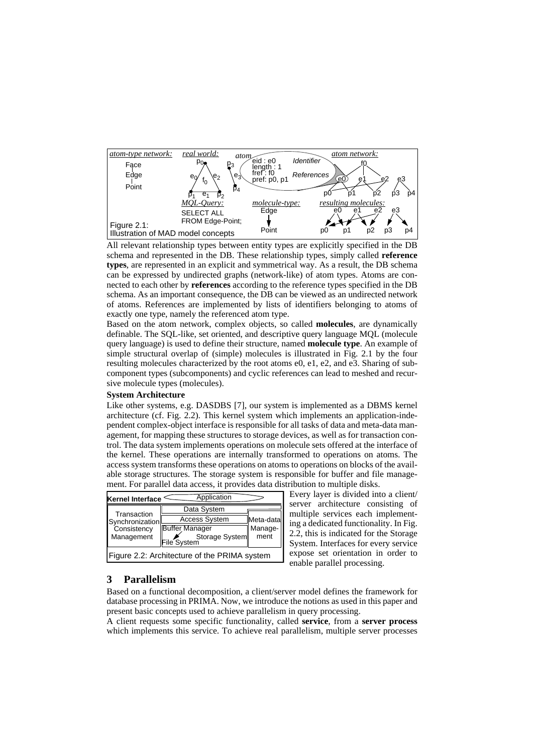Figure 2.1: Illustration of MAD model concepts

All relevant relationship types between entity types are explicitly specified in the DB schema and represented in the DB. These relationship types, simply called **reference types**, are represented in an explicit and symmetrical way. As a result, the DB schema can be expressed by undirected graphs (network-like) of atom types. Atoms are connected to each other by **references** according to the reference types specified in the DB schema. As an important consequence, the DB can be viewed as an undirected network of atoms. References are implemented by lists of identifiers belonging to atoms of exactly one type, namely the referenced atom type.

Based on the atom network, complex objects, so called **molecules**, are dynamically definable. The SQL-like, set oriented, and descriptive query language MQL (molecule query language) is used to define their structure, named **molecule type**. An example of simple structural overlap of (simple) molecules is illustrated in Fig. 2.1 by the four resulting molecules characterized by the root atoms e0, e1, e2, and e3. Sharing of subcomponent types (subcomponents) and cyclic references can lead to meshed and recursive molecule types (molecules).

**System Architecture**

Like other systems, e.g. DASDBS [7], our system is implemented as a DBMS kernel architecture (cf. Fig. 2.2). This kernel system which implements an application-independent complex-object interface is responsible for all tasks of data and meta-data management, for mapping these structures to storage devices, as well as for transaction control. The data system implements operations on molecule sets offered at the interface of the kernel. These operations are internally transformed to operations on atoms. The access system transforms these operations on atoms to operations on blocks of the available storage structures. The storage system is responsible for buffer and file management. For parallel data access, it provides data distribution to multiple disks.

Figure 2.2: Architecture of the PRIMA system

Every layer is divided into a client/server architecture consisting of multiple services each implementing a dedicated functionality. In Fig. 2.2, this is indicated for the Storage System. Interfaces for every service expose set orientation in order to enable parallel processing.

## 3 Parallelism

Based on a functional decomposition, a client/server model defines the framework for database processing in PRIMA. Now, we introduce the notions as used in this paper and present basic concepts used to achieve parallelism in query processing.

A client requests some specific functionality, called **service**, from a **server process** which implements this service. To achieve real parallelism, multiple server processes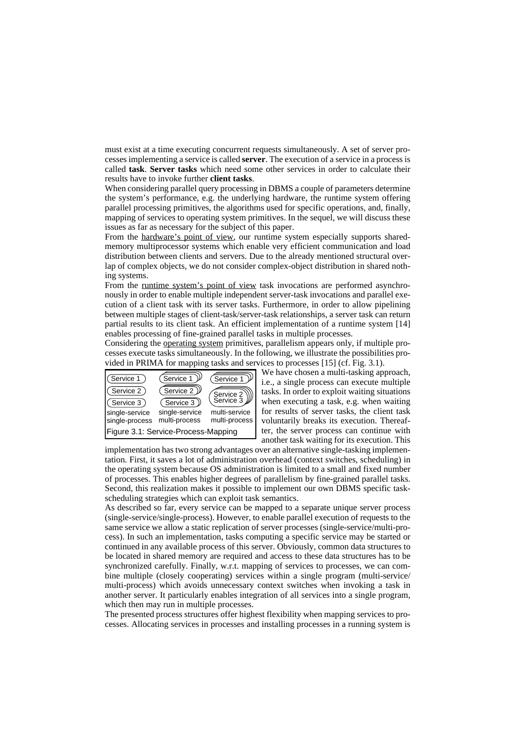must exist at a time executing concurrent requests simultaneously. A set of server processes implementing a service is called **server**. The execution of a service in a process is called **task**. **Server tasks** which need some other services in order to calculate their results have to invoke further **client tasks**.

When considering parallel query processing in DBMS a couple of parameters determine the system's performance, e.g. the underlying hardware, the runtime system offering parallel processing primitives, the algorithms used for specific operations, and, finally, mapping of services to operating system primitives. In the sequel, we will discuss these issues as far as necessary for the subject of this paper.

From the hardware's point of view, our runtime system especially supports shared-memory multiprocessor systems which enable very efficient communication and load distribution between clients and servers. Due to the already mentioned structural overlap of complex objects, we do not consider complex-object distribution in shared nothing systems.

From the runtime system's point of view task invocations are performed asynchronously in order to enable multiple independent server-task invocations and parallel execution of a client task with its server tasks. Furthermore, in order to allow pipelining between multiple stages of client-task/server-task relationships, a server task can return partial results to its client task. An efficient implementation of a runtime system [14] enables processing of fine-grained parallel tasks in multiple processes.

Considering the operating system primitives, parallelism appears only, if multiple processes execute tasks simultaneously. In the following, we illustrate the possibilities provided in PRIMA for mapping tasks and services to processes [15] (cf. Fig. 3.1).

| single-service single-process | single-service multi-process | multi-service multi-process |
|---|---|---|
| Service 1 | Service 1 | Service 1 |
| Service 2 | Service 2 | Service 2, Service 3 |
| Service 3 | Service 3 | |

Figure 3.1: Service-Process-Mapping

We have chosen a multi-tasking approach, i.e., a single process can execute multiple tasks. In order to exploit waiting situations when executing a task, e.g. when waiting for results of server tasks, the client task voluntarily breaks its execution. Thereafter, the server process can continue with another task waiting for its execution. This implementation has two strong advantages over an alternative single-tasking implementation. First, it saves a lot of administration overhead (context switches, scheduling) in the operating system because OS administration is limited to a small and fixed number of processes. This enables higher degrees of parallelism by fine-grained parallel tasks. Second, this realization makes it possible to implement our own DBMS specific task-scheduling strategies which can exploit task semantics.

As described so far, every service can be mapped to a separate unique server process (single-service/single-process). However, to enable parallel execution of requests to the same service we allow a static replication of server processes (single-service/multi-process). In such an implementation, tasks computing a specific service may be started or continued in any available process of this server. Obviously, common data structures to be located in shared memory are required and access to these data structures has to be synchronized carefully. Finally, w.r.t. mapping of services to processes, we can combine multiple (closely cooperating) services within a single program (multi-service/ multi-process) which avoids unnecessary context switches when invoking a task in another server. It particularly enables integration of all services into a single program, which then may run in multiple processes.

The presented process structures offer highest flexibility when mapping services to processes. Allocating services in processes and installing processes in a running system is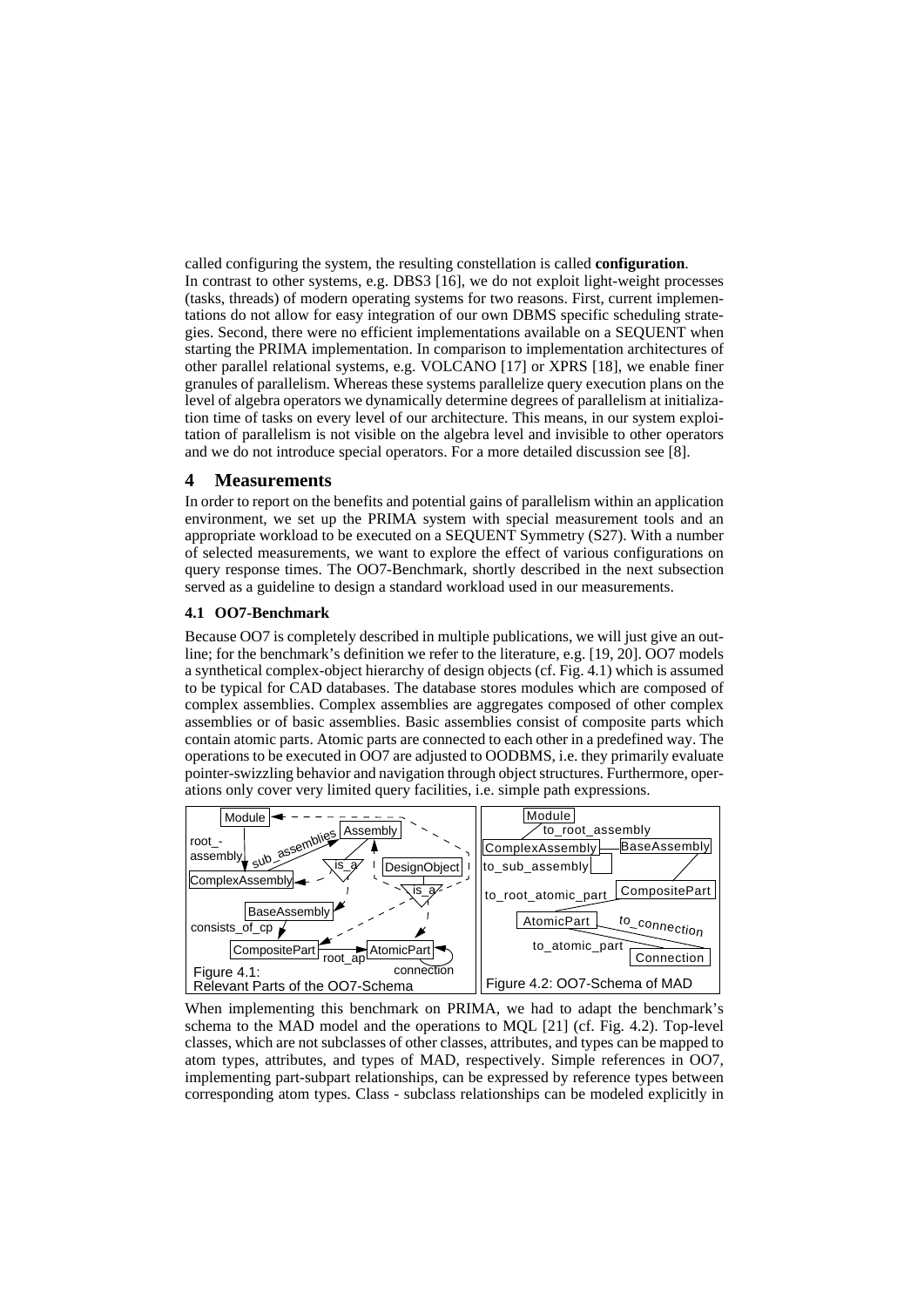called configuring the system, the resulting constellation is called **configuration**.

In contrast to other systems, e.g. DBS3 [16], we do not exploit light-weight processes (tasks, threads) of modern operating systems for two reasons. First, current implementations do not allow for easy integration of our own DBMS specific scheduling strategies. Second, there were no efficient implementations available on a SEQUENT when starting the PRIMA implementation. In comparison to implementation architectures of other parallel relational systems, e.g. VOLCANO [17] or XPRS [18], we enable finer granules of parallelism. Whereas these systems parallelize query execution plans on the level of algebra operators we dynamically determine degrees of parallelism at initialization time of tasks on every level of our architecture. This means, in our system exploitation of parallelism is not visible on the algebra level and invisible to other operators and we do not introduce special operators. For a more detailed discussion see [8].

## 4 Measurements

In order to report on the benefits and potential gains of parallelism within an application environment, we set up the PRIMA system with special measurement tools and an appropriate workload to be executed on a SEQUENT Symmetry (S27). With a number of selected measurements, we want to explore the effect of various configurations on query response times. The OO7-Benchmark, shortly described in the next subsection served as a guideline to design a standard workload used in our measurements.

### 4.1 OO7-Benchmark

Because OO7 is completely described in multiple publications, we will just give an outline; for the benchmark's definition we refer to the literature, e.g. [19, 20]. OO7 models a synthetical complex-object hierarchy of design objects (cf. Fig. 4.1) which is assumed to be typical for CAD databases. The database stores modules which are composed of complex assemblies. Complex assemblies are aggregates composed of other complex assemblies or of basic assemblies. Basic assemblies consist of composite parts which contain atomic parts. Atomic parts are connected to each other in a predefined way. The operations to be executed in OO7 are adjusted to OODBMS, i.e. they primarily evaluate pointer-swizzling behavior and navigation through object structures. Furthermore, operations only cover very limited query facilities, i.e. simple path expressions.

Figure 4.1: Relevant Parts of the OO7-Schema

Figure 4.2: OO7-Schema of MAD

When implementing this benchmark on PRIMA, we had to adapt the benchmark's schema to the MAD model and the operations to MQL [21] (cf. Fig. 4.2). Top-level classes, which are not subclasses of other classes, attributes, and types can be mapped to atom types, attributes, and types of MAD, respectively. Simple references in OO7, implementing part-subpart relationships, can be expressed by reference types between corresponding atom types. Class - subclass relationships can be modeled explicitly in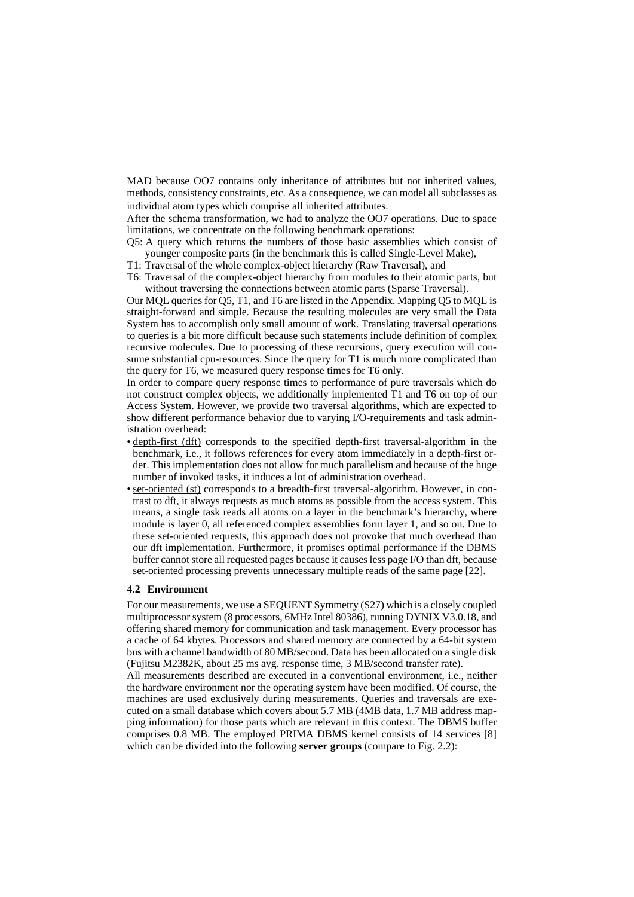MAD because OO7 contains only inheritance of attributes but not inherited values, methods, consistency constraints, etc. As a consequence, we can model all subclasses as individual atom types which comprise all inherited attributes.

After the schema transformation, we had to analyze the OO7 operations. Due to space limitations, we concentrate on the following benchmark operations:

- Q5: A query which returns the numbers of those basic assemblies which consist of younger composite parts (in the benchmark this is called Single-Level Make),
- T1: Traversal of the whole complex-object hierarchy (Raw Traversal), and
- T6: Traversal of the complex-object hierarchy from modules to their atomic parts, but without traversing the connections between atomic parts (Sparse Traversal).

Our MQL queries for Q5, T1, and T6 are listed in the Appendix. Mapping Q5 to MQL is straight-forward and simple. Because the resulting molecules are very small the Data System has to accomplish only small amount of work. Translating traversal operations to queries is a bit more difficult because such statements include definition of complex recursive molecules. Due to processing of these recursions, query execution will consume substantial cpu-resources. Since the query for T1 is much more complicated than the query for T6, we measured query response times for T6 only.

In order to compare query response times to performance of pure traversals which do not construct complex objects, we additionally implemented T1 and T6 on top of our Access System. However, we provide two traversal algorithms, which are expected to show different performance behavior due to varying I/O-requirements and task administration overhead:

- depth-first (dft) corresponds to the specified depth-first traversal-algorithm in the benchmark, i.e., it follows references for every atom immediately in a depth-first order. This implementation does not allow for much parallelism and because of the huge number of invoked tasks, it induces a lot of administration overhead.
- set-oriented (st) corresponds to a breadth-first traversal-algorithm. However, in contrast to dft, it always requests as much atoms as possible from the access system. This means, a single task reads all atoms on a layer in the benchmark's hierarchy, where module is layer 0, all referenced complex assemblies form layer 1, and so on. Due to these set-oriented requests, this approach does not provoke that much overhead than our dft implementation. Furthermore, it promises optimal performance if the DBMS buffer cannot store all requested pages because it causes less page I/O than dft, because set-oriented processing prevents unnecessary multiple reads of the same page [22].

### 4.2 Environment

For our measurements, we use a SEQUENT Symmetry (S27) which is a closely coupled multiprocessor system (8 processors, 6MHz Intel 80386), running DYNIX V3.0.18, and offering shared memory for communication and task management. Every processor has a cache of 64 kbytes. Processors and shared memory are connected by a 64-bit system bus with a channel bandwidth of 80 MB/second. Data has been allocated on a single disk (Fujitsu M2382K, about 25 ms avg. response time, 3 MB/second transfer rate).

All measurements described are executed in a conventional environment, i.e., neither the hardware environment nor the operating system have been modified. Of course, the machines are used exclusively during measurements. Queries and traversals are executed on a small database which covers about 5.7 MB (4MB data, 1.7 MB address mapping information) for those parts which are relevant in this context. The DBMS buffer comprises 0.8 MB. The employed PRIMA DBMS kernel consists of 14 services [8] which can be divided into the following **server groups** (compare to Fig. 2.2):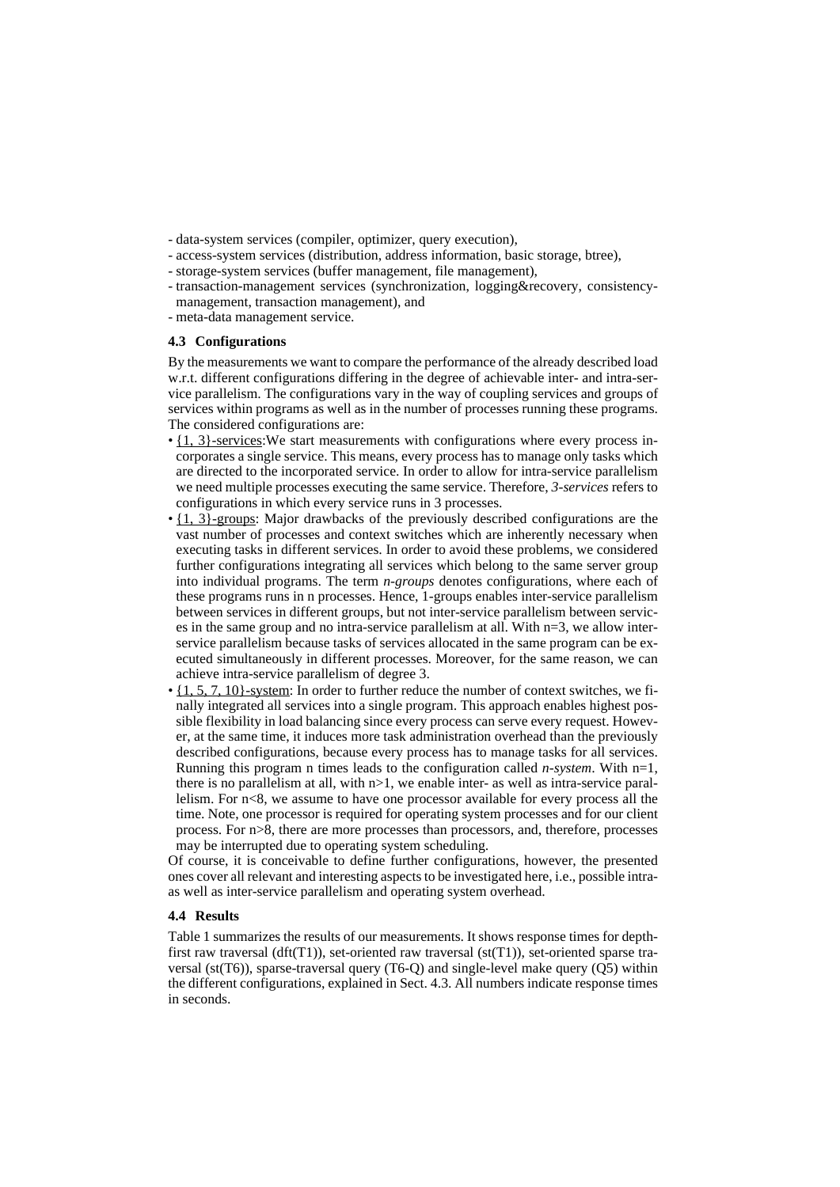- data-system services (compiler, optimizer, query execution),
- access-system services (distribution, address information, basic storage, btree),
- storage-system services (buffer management, file management),
- transaction-management services (synchronization, logging&recovery, consistency-management, transaction management), and
- meta-data management service.

### 4.3 Configurations

By the measurements we want to compare the performance of the already described load w.r.t. different configurations differing in the degree of achievable inter- and intra-service parallelism. The configurations vary in the way of coupling services and groups of services within programs as well as in the number of processes running these programs. The considered configurations are:

- {1, 3}-services:We start measurements with configurations where every process incorporates a single service. This means, every process has to manage only tasks which are directed to the incorporated service. In order to allow for intra-service parallelism we need multiple processes executing the same service. Therefore, *3-services* refers to configurations in which every service runs in 3 processes.
- {1, 3}-groups: Major drawbacks of the previously described configurations are the vast number of processes and context switches which are inherently necessary when executing tasks in different services. In order to avoid these problems, we considered further configurations integrating all services which belong to the same server group into individual programs. The term *n-groups* denotes configurations, where each of these programs runs in n processes. Hence, 1-groups enables inter-service parallelism between services in different groups, but not inter-service parallelism between services in the same group and no intra-service parallelism at all. With n=3, we allow inter-service parallelism because tasks of services allocated in the same program can be executed simultaneously in different processes. Moreover, for the same reason, we can achieve intra-service parallelism of degree 3.
- {1, 5, 7, 10}-system: In order to further reduce the number of context switches, we finally integrated all services into a single program. This approach enables highest possible flexibility in load balancing since every process can serve every request. However, at the same time, it induces more task administration overhead than the previously described configurations, because every process has to manage tasks for all services. Running this program n times leads to the configuration called *n-system*. With n=1, there is no parallelism at all, with n>1, we enable inter- as well as intra-service parallelism. For n<8, we assume to have one processor available for every process all the time. Note, one processor is required for operating system processes and for our client process. For n>8, there are more processes than processors, and, therefore, processes may be interrupted due to operating system scheduling.

Of course, it is conceivable to define further configurations, however, the presented ones cover all relevant and interesting aspects to be investigated here, i.e., possible intra- as well as inter-service parallelism and operating system overhead.

### 4.4 Results

Table 1 summarizes the results of our measurements. It shows response times for depth-first raw traversal (dft(T1)), set-oriented raw traversal (st(T1)), set-oriented sparse traversal (st(T6)), sparse-traversal query (T6-Q) and single-level make query (Q5) within the different configurations, explained in Sect. 4.3. All numbers indicate response times in seconds.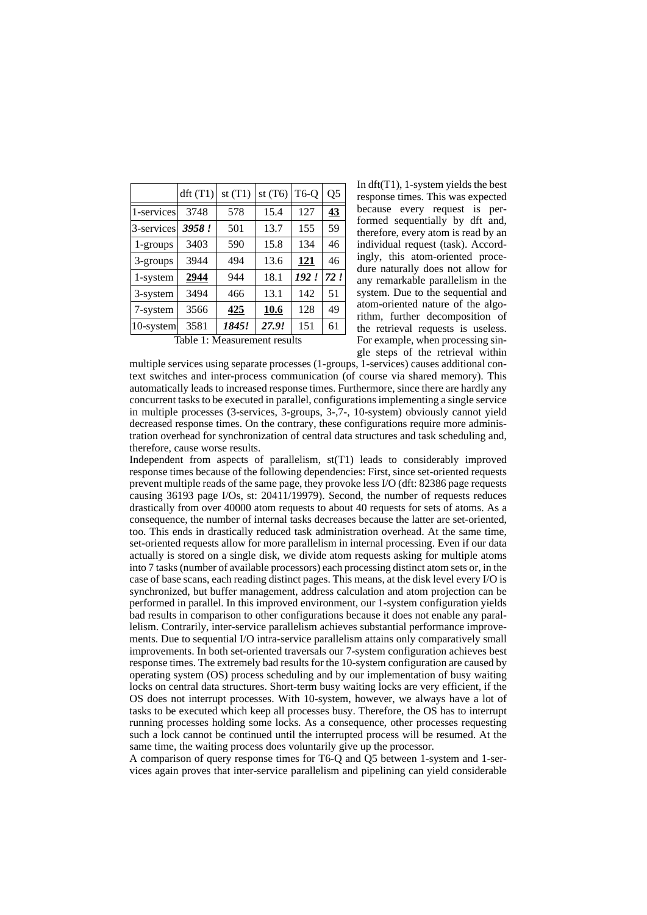| | dft (T1) | st (T1) | st (T6) | T6-Q | Q5 |
|---|---|---|---|---|---|
| 1-services | 3748 | 578 | 15.4 | 127 | **43** |
| 3-services | ***3958 !*** | 501 | 13.7 | 155 | 59 |
| 1-groups | 3403 | 590 | 15.8 | 134 | 46 |
| 3-groups | 3944 | 494 | 13.6 | **121** | 46 |
| 1-system | **2944** | 944 | 18.1 | ***192 !*** | ***72 !*** |
| 3-system | 3494 | 466 | 13.1 | 142 | 51 |
| 7-system | 3566 | **425** | **10.6** | 128 | 49 |
| 10-system | 3581 | ***1845!*** | ***27.9!*** | 151 | 61 |

Table 1: Measurement results

In dft(T1), 1-system yields the best response times. This was expected because every request is performed sequentially by dft and, therefore, every atom is read by an individual request (task). Accordingly, this atom-oriented procedure naturally does not allow for any remarkable parallelism in the system. Due to the sequential and atom-oriented nature of the algorithm, further decomposition of the retrieval requests is useless. For example, when processing single steps of the retrieval within multiple services using separate processes (1-groups, 1-services) causes additional context switches and inter-process communication (of course via shared memory). This automatically leads to increased response times. Furthermore, since there are hardly any concurrent tasks to be executed in parallel, configurations implementing a single service in multiple processes (3-services, 3-groups, 3-,7-, 10-system) obviously cannot yield decreased response times. On the contrary, these configurations require more administration overhead for synchronization of central data structures and task scheduling and, therefore, cause worse results.

Independent from aspects of parallelism, st(T1) leads to considerably improved response times because of the following dependencies: First, since set-oriented requests prevent multiple reads of the same page, they provoke less I/O (dft: 82386 page requests causing 36193 page I/Os, st: 20411/19979). Second, the number of requests reduces drastically from over 40000 atom requests to about 40 requests for sets of atoms. As a consequence, the number of internal tasks decreases because the latter are set-oriented, too. This ends in drastically reduced task administration overhead. At the same time, set-oriented requests allow for more parallelism in internal processing. Even if our data actually is stored on a single disk, we divide atom requests asking for multiple atoms into 7 tasks (number of available processors) each processing distinct atom sets or, in the case of base scans, each reading distinct pages. This means, at the disk level every I/O is synchronized, but buffer management, address calculation and atom projection can be performed in parallel. In this improved environment, our 1-system configuration yields bad results in comparison to other configurations because it does not enable any parallelism. Contrarily, inter-service parallelism achieves substantial performance improvements. Due to sequential I/O intra-service parallelism attains only comparatively small improvements. In both set-oriented traversals our 7-system configuration achieves best response times. The extremely bad results for the 10-system configuration are caused by operating system (OS) process scheduling and by our implementation of busy waiting locks on central data structures. Short-term busy waiting locks are very efficient, if the OS does not interrupt processes. With 10-system, however, we always have a lot of tasks to be executed which keep all processes busy. Therefore, the OS has to interrupt running processes holding some locks. As a consequence, other processes requesting such a lock cannot be continued until the interrupted process will be resumed. At the same time, the waiting process does voluntarily give up the processor.

A comparison of query response times for T6-Q and Q5 between 1-system and 1-services again proves that inter-service parallelism and pipelining can yield considerable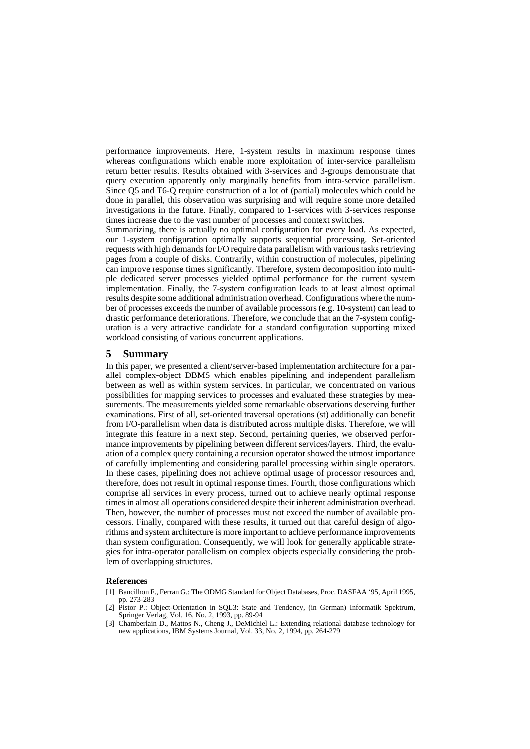performance improvements. Here, 1-system results in maximum response times whereas configurations which enable more exploitation of inter-service parallelism return better results. Results obtained with 3-services and 3-groups demonstrate that query execution apparently only marginally benefits from intra-service parallelism. Since Q5 and T6-Q require construction of a lot of (partial) molecules which could be done in parallel, this observation was surprising and will require some more detailed investigations in the future. Finally, compared to 1-services with 3-services response times increase due to the vast number of processes and context switches.

Summarizing, there is actually no optimal configuration for every load. As expected, our 1-system configuration optimally supports sequential processing. Set-oriented requests with high demands for I/O require data parallelism with various tasks retrieving pages from a couple of disks. Contrarily, within construction of molecules, pipelining can improve response times significantly. Therefore, system decomposition into multiple dedicated server processes yielded optimal performance for the current system implementation. Finally, the 7-system configuration leads to at least almost optimal results despite some additional administration overhead. Configurations where the number of processes exceeds the number of available processors (e.g. 10-system) can lead to drastic performance deteriorations. Therefore, we conclude that an the 7-system configuration is a very attractive candidate for a standard configuration supporting mixed workload consisting of various concurrent applications.

## 5 Summary

In this paper, we presented a client/server-based implementation architecture for a parallel complex-object DBMS which enables pipelining and independent parallelism between as well as within system services. In particular, we concentrated on various possibilities for mapping services to processes and evaluated these strategies by measurements. The measurements yielded some remarkable observations deserving further examinations. First of all, set-oriented traversal operations (st) additionally can benefit from I/O-parallelism when data is distributed across multiple disks. Therefore, we will integrate this feature in a next step. Second, pertaining queries, we observed performance improvements by pipelining between different services/layers. Third, the evaluation of a complex query containing a recursion operator showed the utmost importance of carefully implementing and considering parallel processing within single operators. In these cases, pipelining does not achieve optimal usage of processor resources and, therefore, does not result in optimal response times. Fourth, those configurations which comprise all services in every process, turned out to achieve nearly optimal response times in almost all operations considered despite their inherent administration overhead. Then, however, the number of processes must not exceed the number of available processors. Finally, compared with these results, it turned out that careful design of algorithms and system architecture is more important to achieve performance improvements than system configuration. Consequently, we will look for generally applicable strategies for intra-operator parallelism on complex objects especially considering the problem of overlapping structures.

### References

[1] Bancilhon F., Ferran G.: The ODMG Standard for Object Databases, Proc. DASFAA '95, April 1995, pp. 273-283

[2] Pistor P.: Object-Orientation in SQL3: State and Tendency, (in German) Informatik Spektrum, Springer Verlag, Vol. 16, No. 2, 1993, pp. 89-94

[3] Chamberlain D., Mattos N., Cheng J., DeMichiel L.: Extending relational database technology for new applications, IBM Systems Journal, Vol. 33, No. 2, 1994, pp. 264-279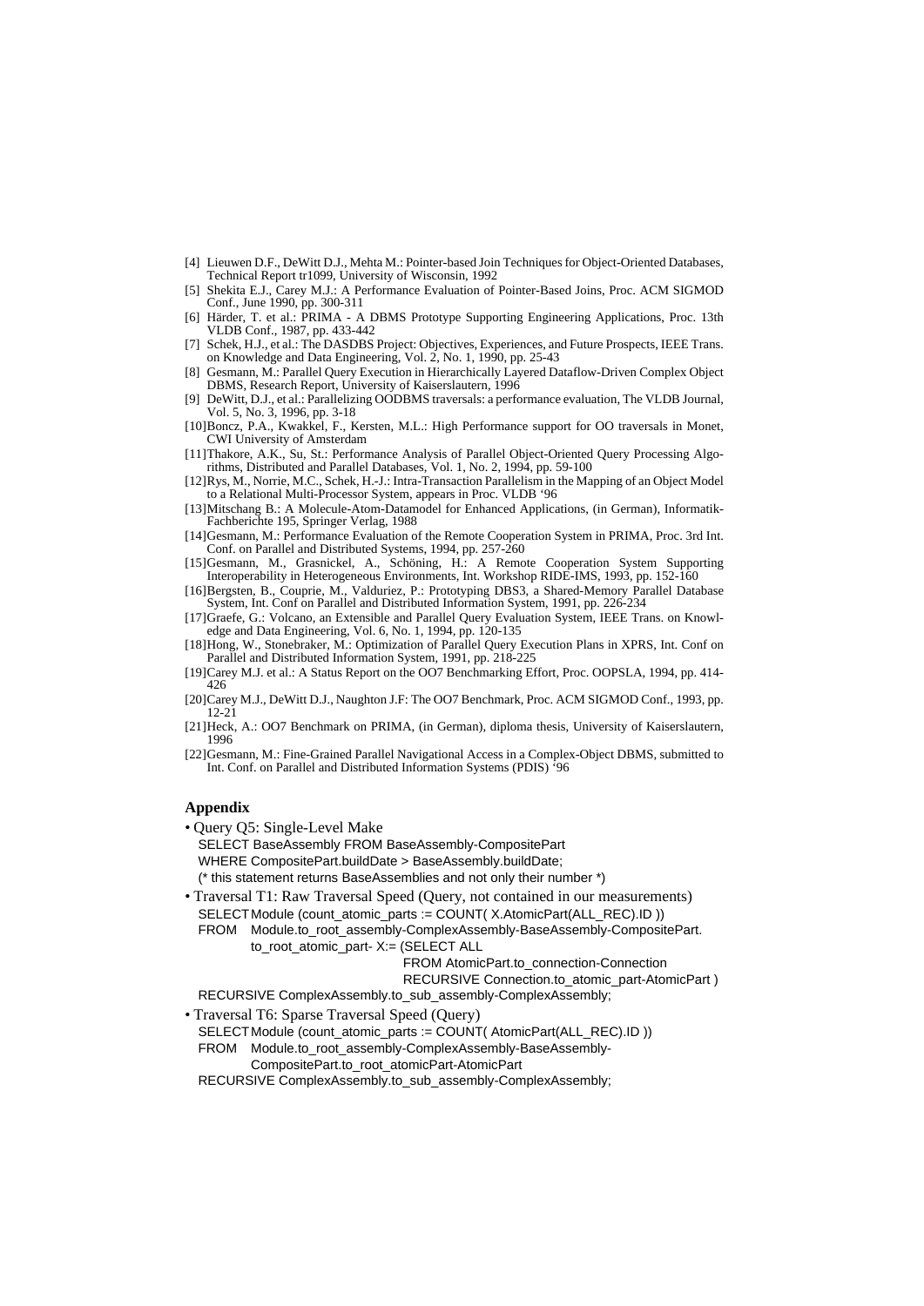[4] Lieuwen D.F., DeWitt D.J., Mehta M.: Pointer-based Join Techniques for Object-Oriented Databases, Technical Report tr1099, University of Wisconsin, 1992

[5] Shekita E.J., Carey M.J.: A Performance Evaluation of Pointer-Based Joins, Proc. ACM SIGMOD Conf., June 1990, pp. 300-311

[6] Härder, T. et al.: PRIMA - A DBMS Prototype Supporting Engineering Applications, Proc. 13th VLDB Conf., 1987, pp. 433-442

[7] Schek, H.J., et al.: The DASDBS Project: Objectives, Experiences, and Future Prospects, IEEE Trans. on Knowledge and Data Engineering, Vol. 2, No. 1, 1990, pp. 25-43

[8] Gesmann, M.: Parallel Query Execution in Hierarchically Layered Dataflow-Driven Complex Object DBMS, Research Report, University of Kaiserslautern, 1996

[9] DeWitt, D.J., et al.: Parallelizing OODBMS traversals: a performance evaluation, The VLDB Journal, Vol. 5, No. 3, 1996, pp. 3-18

[10] Boncz, P.A., Kwakkel, F., Kersten, M.L.: High Performance support for OO traversals in Monet, CWI University of Amsterdam

[11] Thakore, A.K., Su, St.: Performance Analysis of Parallel Object-Oriented Query Processing Algorithms, Distributed and Parallel Databases, Vol. 1, No. 2, 1994, pp. 59-100

[12] Rys, M., Norrie, M.C., Schek, H.-J.: Intra-Transaction Parallelism in the Mapping of an Object Model to a Relational Multi-Processor System, appears in Proc. VLDB '96

[13] Mitschang B.: A Molecule-Atom-Datamodel for Enhanced Applications, (in German), Informatik-Fachberichte 195, Springer Verlag, 1988

[14] Gesmann, M.: Performance Evaluation of the Remote Cooperation System in PRIMA, Proc. 3rd Int. Conf. on Parallel and Distributed Systems, 1994, pp. 257-260

[15] Gesmann, M., Grasnickel, A., Schöning, H.: A Remote Cooperation System Supporting Interoperability in Heterogeneous Environments, Int. Workshop RIDE-IMS, 1993, pp. 152-160

[16] Bergsten, B., Couprie, M., Valduriez, P.: Prototyping DBS3, a Shared-Memory Parallel Database System, Int. Conf on Parallel and Distributed Information System, 1991, pp. 226-234

[17] Graefe, G.: Volcano, an Extensible and Parallel Query Evaluation System, IEEE Trans. on Knowledge and Data Engineering, Vol. 6, No. 1, 1994, pp. 120-135

[18] Hong, W., Stonebraker, M.: Optimization of Parallel Query Execution Plans in XPRS, Int. Conf on Parallel and Distributed Information System, 1991, pp. 218-225

[19] Carey M.J. et al.: A Status Report on the OO7 Benchmarking Effort, Proc. OOPSLA, 1994, pp. 414-426

[20] Carey M.J., DeWitt D.J., Naughton J.F: The OO7 Benchmark, Proc. ACM SIGMOD Conf., 1993, pp. 12-21

[21] Heck, A.: OO7 Benchmark on PRIMA, (in German), diploma thesis, University of Kaiserslautern, 1996

[22] Gesmann, M.: Fine-Grained Parallel Navigational Access in a Complex-Object DBMS, submitted to Int. Conf. on Parallel and Distributed Information Systems (PDIS) '96

## Appendix

- Query Q5: Single-Level Make

```
SELECT BaseAssembly FROM BaseAssembly-CompositePart
WHERE CompositePart.buildDate > BaseAssembly.buildDate;
(* this statement returns BaseAssemblies and not only their number *)
```

- Traversal T1: Raw Traversal Speed (Query, not contained in our measurements)

```
SELECT Module (count_atomic_parts := COUNT( X.AtomicPart(ALL_REC).ID ))
FROM   Module.to_root_assembly-ComplexAssembly-BaseAssembly-CompositePart.
       to_root_atomic_part- X:= (SELECT ALL
                                 FROM AtomicPart.to_connection-Connection
                                 RECURSIVE Connection.to_atomic_part-AtomicPart )
RECURSIVE ComplexAssembly.to_sub_assembly-ComplexAssembly;
```

- Traversal T6: Sparse Traversal Speed (Query)

```
SELECT Module (count_atomic_parts := COUNT( AtomicPart(ALL_REC).ID ))
FROM   Module.to_root_assembly-ComplexAssembly-BaseAssembly-
       CompositePart.to_root_atomicPart-AtomicPart
RECURSIVE ComplexAssembly.to_sub_assembly-ComplexAssembly;
```